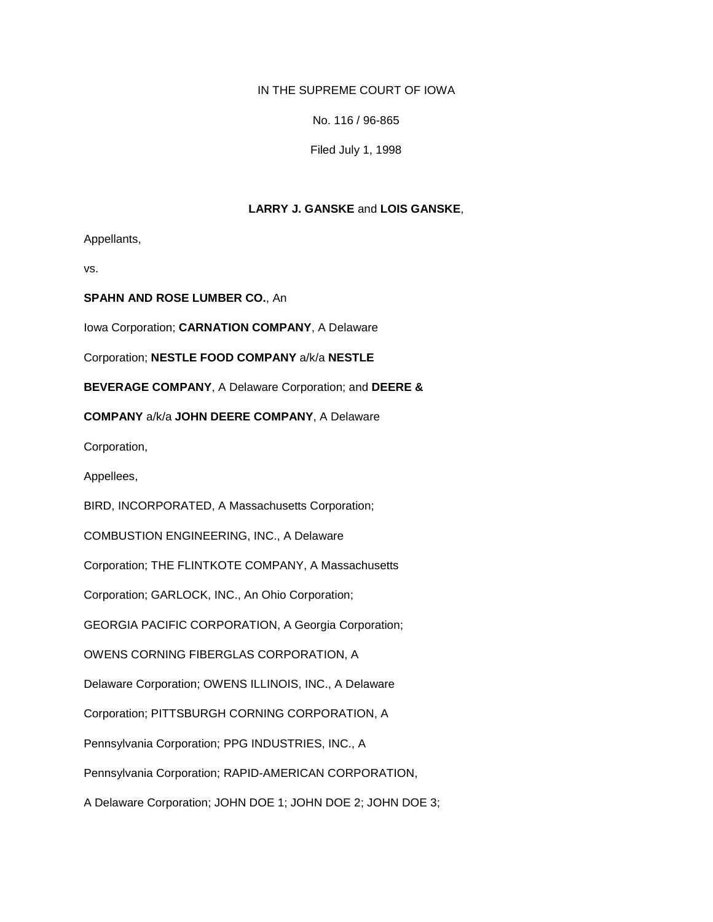IN THE SUPREME COURT OF IOWA

No. 116 / 96-865

Filed July 1, 1998

**LARRY J. GANSKE** and **LOIS GANSKE**,

Appellants,

vs.

**SPAHN AND ROSE LUMBER CO.**, An Iowa Corporation; **CARNATION COMPANY**, A Delaware Corporation; **NESTLE FOOD COMPANY** a/k/a **NESTLE BEVERAGE COMPANY**, A Delaware Corporation; and **DEERE & COMPANY** a/k/a **JOHN DEERE COMPANY**, A Delaware Corporation,

Appellees,

BIRD, INCORPORATED, A Massachusetts Corporation; COMBUSTION ENGINEERING, INC., A Delaware Corporation; THE FLINTKOTE COMPANY, A Massachusetts Corporation; GARLOCK, INC., An Ohio Corporation; GEORGIA PACIFIC CORPORATION, A Georgia Corporation; OWENS CORNING FIBERGLAS CORPORATION, A Delaware Corporation; OWENS ILLINOIS, INC., A Delaware Corporation; PITTSBURGH CORNING CORPORATION, A Pennsylvania Corporation; PPG INDUSTRIES, INC., A Pennsylvania Corporation; RAPID-AMERICAN CORPORATION, A Delaware Corporation; JOHN DOE 1; JOHN DOE 2; JOHN DOE 3;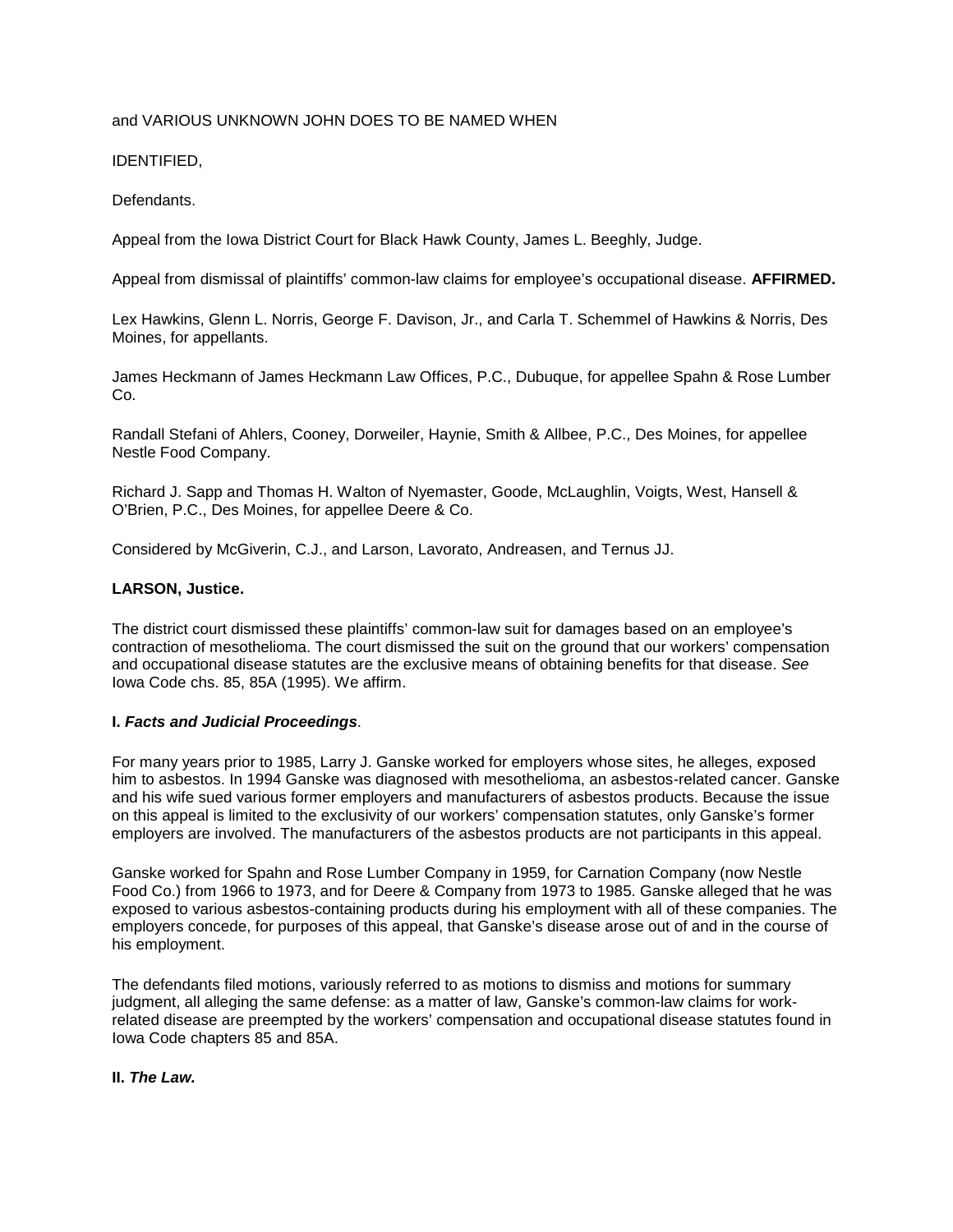and VARIOUS UNKNOWN JOHN DOES TO BE NAMED WHEN

IDENTIFIED,

Defendants.

Appeal from the Iowa District Court for Black Hawk County, James L. Beeghly, Judge.

Appeal from dismissal of plaintiffs' common-law claims for employee's occupational disease. **AFFIRMED.**

Lex Hawkins, Glenn L. Norris, George F. Davison, Jr., and Carla T. Schemmel of Hawkins & Norris, Des Moines, for appellants.

James Heckmann of James Heckmann Law Offices, P.C., Dubuque, for appellee Spahn & Rose Lumber Co.

Randall Stefani of Ahlers, Cooney, Dorweiler, Haynie, Smith & Allbee, P.C., Des Moines, for appellee Nestle Food Company.

Richard J. Sapp and Thomas H. Walton of Nyemaster, Goode, McLaughlin, Voigts, West, Hansell & O'Brien, P.C., Des Moines, for appellee Deere & Co.

Considered by McGiverin, C.J., and Larson, Lavorato, Andreasen, and Ternus JJ.

**LARSON, Justice.**

The district court dismissed these plaintiffs' common-law suit for damages based on an employee's contraction of mesothelioma. The court dismissed the suit on the ground that our workers' compensation and occupational disease statutes are the exclusive means of obtaining benefits for that disease. *See* Iowa Code chs. 85, 85A (1995). We affirm.

**I. *Facts and Judicial Proceedings*.**

For many years prior to 1985, Larry J. Ganske worked for employers whose sites, he alleges, exposed him to asbestos. In 1994 Ganske was diagnosed with mesothelioma, an asbestos-related cancer. Ganske and his wife sued various former employers and manufacturers of asbestos products. Because the issue on this appeal is limited to the exclusivity of our workers' compensation statutes, only Ganske's former employers are involved. The manufacturers of the asbestos products are not participants in this appeal.

Ganske worked for Spahn and Rose Lumber Company in 1959, for Carnation Company (now Nestle Food Co.) from 1966 to 1973, and for Deere & Company from 1973 to 1985. Ganske alleged that he was exposed to various asbestos-containing products during his employment with all of these companies. The employers concede, for purposes of this appeal, that Ganske's disease arose out of and in the course of his employment.

The defendants filed motions, variously referred to as motions to dismiss and motions for summary judgment, all alleging the same defense: as a matter of law, Ganske's common-law claims for work-related disease are preempted by the workers' compensation and occupational disease statutes found in Iowa Code chapters 85 and 85A.

**II. *The Law.***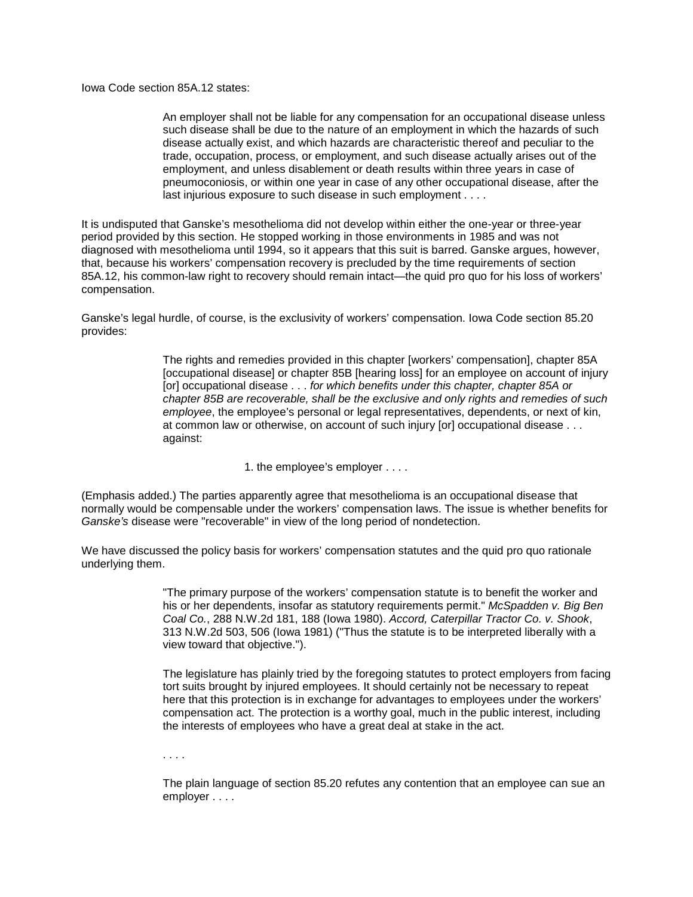Iowa Code section 85A.12 states:

> An employer shall not be liable for any compensation for an occupational disease unless such disease shall be due to the nature of an employment in which the hazards of such disease actually exist, and which hazards are characteristic thereof and peculiar to the trade, occupation, process, or employment, and such disease actually arises out of the employment, and unless disablement or death results within three years in case of pneumoconiosis, or within one year in case of any other occupational disease, after the last injurious exposure to such disease in such employment . . . .

It is undisputed that Ganske's mesothelioma did not develop within either the one-year or three-year period provided by this section. He stopped working in those environments in 1985 and was not diagnosed with mesothelioma until 1994, so it appears that this suit is barred. Ganske argues, however, that, because his workers' compensation recovery is precluded by the time requirements of section 85A.12, his common-law right to recovery should remain intact—the quid pro quo for his loss of workers' compensation.

Ganske's legal hurdle, of course, is the exclusivity of workers' compensation. Iowa Code section 85.20 provides:

> The rights and remedies provided in this chapter [workers' compensation], chapter 85A [occupational disease] or chapter 85B [hearing loss] for an employee on account of injury [or] occupational disease . . . *for which benefits under this chapter, chapter 85A or chapter 85B are recoverable, shall be the exclusive and only rights and remedies of such employee*, the employee's personal or legal representatives, dependents, or next of kin, at common law or otherwise, on account of such injury [or] occupational disease . . . against:
>
> 1. the employee's employer . . . .

(Emphasis added.) The parties apparently agree that mesothelioma is an occupational disease that normally would be compensable under the workers' compensation laws. The issue is whether benefits for *Ganske's* disease were "recoverable" in view of the long period of nondetection.

We have discussed the policy basis for workers' compensation statutes and the quid pro quo rationale underlying them.

> "The primary purpose of the workers' compensation statute is to benefit the worker and his or her dependents, insofar as statutory requirements permit." *McSpadden v. Big Ben Coal Co.*, 288 N.W.2d 181, 188 (Iowa 1980). *Accord, Caterpillar Tractor Co. v. Shook*, 313 N.W.2d 503, 506 (Iowa 1981) ("Thus the statute is to be interpreted liberally with a view toward that objective.").
>
> The legislature has plainly tried by the foregoing statutes to protect employers from facing tort suits brought by injured employees. It should certainly not be necessary to repeat here that this protection is in exchange for advantages to employees under the workers' compensation act. The protection is a worthy goal, much in the public interest, including the interests of employees who have a great deal at stake in the act.
>
> . . . .
>
> The plain language of section 85.20 refutes any contention that an employee can sue an employer . . . .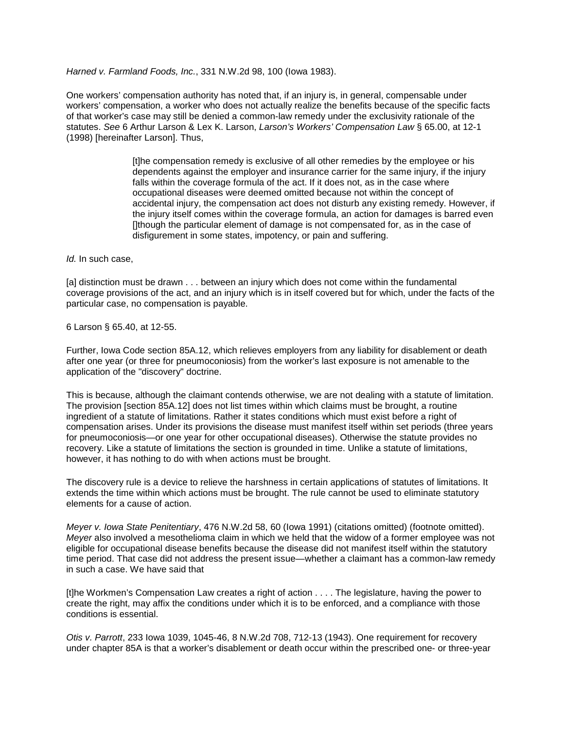*Harned v. Farmland Foods, Inc.*, 331 N.W.2d 98, 100 (Iowa 1983).

One workers' compensation authority has noted that, if an injury is, in general, compensable under workers' compensation, a worker who does not actually realize the benefits because of the specific facts of that worker's case may still be denied a common-law remedy under the exclusivity rationale of the statutes. *See* 6 Arthur Larson & Lex K. Larson, *Larson's Workers' Compensation Law* § 65.00, at 12-1 (1998) [hereinafter Larson]. Thus,

> [t]he compensation remedy is exclusive of all other remedies by the employee or his dependents against the employer and insurance carrier for the same injury, if the injury falls within the coverage formula of the act. If it does not, as in the case where occupational diseases were deemed omitted because not within the concept of accidental injury, the compensation act does not disturb any existing remedy. However, if the injury itself comes within the coverage formula, an action for damages is barred even []though the particular element of damage is not compensated for, as in the case of disfigurement in some states, impotency, or pain and suffering.

*Id.* In such case,

[a] distinction must be drawn . . . between an injury which does not come within the fundamental coverage provisions of the act, and an injury which is in itself covered but for which, under the facts of the particular case, no compensation is payable.

6 Larson § 65.40, at 12-55.

Further, Iowa Code section 85A.12, which relieves employers from any liability for disablement or death after one year (or three for pneumoconiosis) from the worker's last exposure is not amenable to the application of the "discovery" doctrine.

This is because, although the claimant contends otherwise, we are not dealing with a statute of limitation. The provision [section 85A.12] does not list times within which claims must be brought, a routine ingredient of a statute of limitations. Rather it states conditions which must exist before a right of compensation arises. Under its provisions the disease must manifest itself within set periods (three years for pneumoconiosis—or one year for other occupational diseases). Otherwise the statute provides no recovery. Like a statute of limitations the section is grounded in time. Unlike a statute of limitations, however, it has nothing to do with when actions must be brought.

The discovery rule is a device to relieve the harshness in certain applications of statutes of limitations. It extends the time within which actions must be brought. The rule cannot be used to eliminate statutory elements for a cause of action.

*Meyer v. Iowa State Penitentiary*, 476 N.W.2d 58, 60 (Iowa 1991) (citations omitted) (footnote omitted). *Meyer* also involved a mesothelioma claim in which we held that the widow of a former employee was not eligible for occupational disease benefits because the disease did not manifest itself within the statutory time period. That case did not address the present issue—whether a claimant has a common-law remedy in such a case. We have said that

[t]he Workmen's Compensation Law creates a right of action . . . . The legislature, having the power to create the right, may affix the conditions under which it is to be enforced, and a compliance with those conditions is essential.

*Otis v. Parrott*, 233 Iowa 1039, 1045-46, 8 N.W.2d 708, 712-13 (1943). One requirement for recovery under chapter 85A is that a worker's disablement or death occur within the prescribed one- or three-year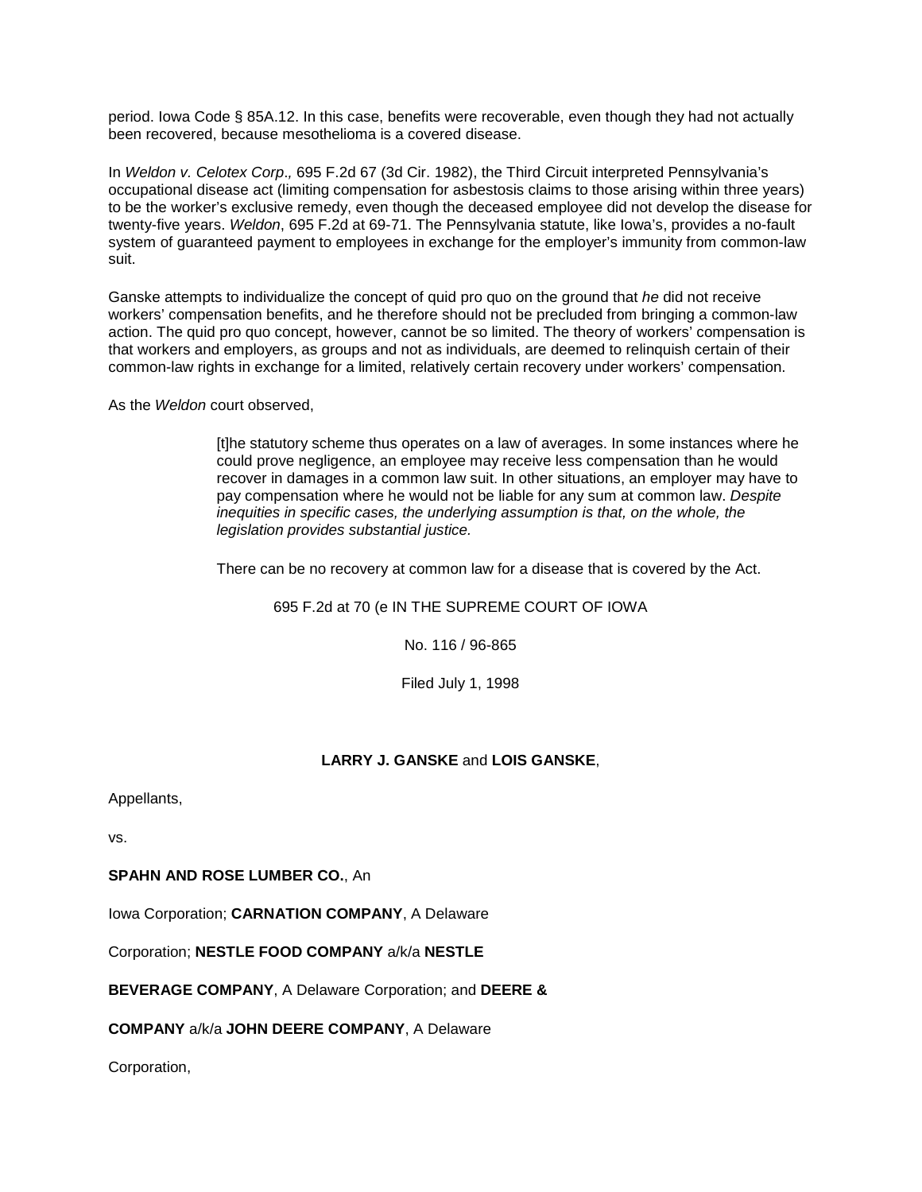period. Iowa Code § 85A.12. In this case, benefits were recoverable, even though they had not actually been recovered, because mesothelioma is a covered disease.

In *Weldon v. Celotex Corp*., 695 F.2d 67 (3d Cir. 1982), the Third Circuit interpreted Pennsylvania's occupational disease act (limiting compensation for asbestosis claims to those arising within three years) to be the worker's exclusive remedy, even though the deceased employee did not develop the disease for twenty-five years. *Weldon*, 695 F.2d at 69-71. The Pennsylvania statute, like Iowa's, provides a no-fault system of guaranteed payment to employees in exchange for the employer's immunity from common-law suit.

Ganske attempts to individualize the concept of quid pro quo on the ground that *he* did not receive workers' compensation benefits, and he therefore should not be precluded from bringing a common-law action. The quid pro quo concept, however, cannot be so limited. The theory of workers' compensation is that workers and employers, as groups and not as individuals, are deemed to relinquish certain of their common-law rights in exchange for a limited, relatively certain recovery under workers' compensation.

As the *Weldon* court observed,

> [t]he statutory scheme thus operates on a law of averages. In some instances where he could prove negligence, an employee may receive less compensation than he would recover in damages in a common law suit. In other situations, an employer may have to pay compensation where he would not be liable for any sum at common law. *Despite inequities in specific cases, the underlying assumption is that, on the whole, the legislation provides substantial justice.*
>
> There can be no recovery at common law for a disease that is covered by the Act.

695 F.2d at 70 (e IN THE SUPREME COURT OF IOWA

No. 116 / 96-865

Filed July 1, 1998

**LARRY J. GANSKE** and **LOIS GANSKE**,

Appellants,

vs.

**SPAHN AND ROSE LUMBER CO.**, An

Iowa Corporation; **CARNATION COMPANY**, A Delaware

Corporation; **NESTLE FOOD COMPANY** a/k/a **NESTLE**

**BEVERAGE COMPANY**, A Delaware Corporation; and **DEERE &**

**COMPANY** a/k/a **JOHN DEERE COMPANY**, A Delaware

Corporation,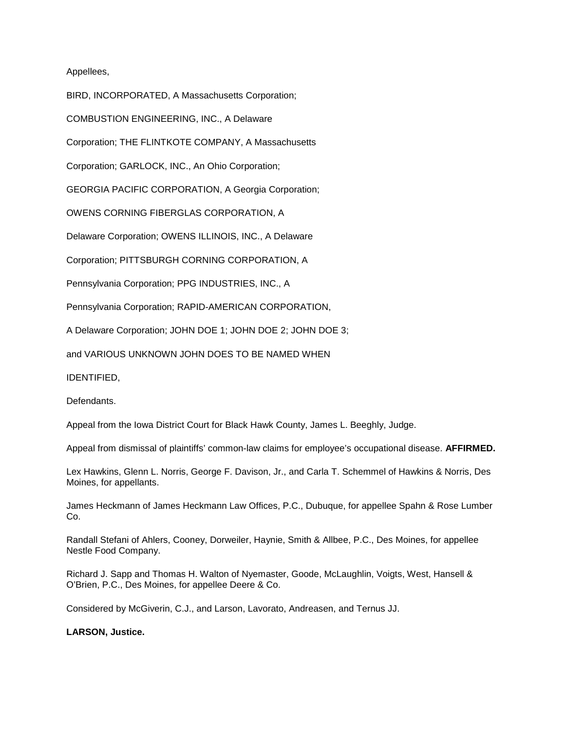Appellees,

BIRD, INCORPORATED, A Massachusetts Corporation;

COMBUSTION ENGINEERING, INC., A Delaware

Corporation; THE FLINTKOTE COMPANY, A Massachusetts

Corporation; GARLOCK, INC., An Ohio Corporation;

GEORGIA PACIFIC CORPORATION, A Georgia Corporation;

OWENS CORNING FIBERGLAS CORPORATION, A

Delaware Corporation; OWENS ILLINOIS, INC., A Delaware

Corporation; PITTSBURGH CORNING CORPORATION, A

Pennsylvania Corporation; PPG INDUSTRIES, INC., A

Pennsylvania Corporation; RAPID-AMERICAN CORPORATION,

A Delaware Corporation; JOHN DOE 1; JOHN DOE 2; JOHN DOE 3;

and VARIOUS UNKNOWN JOHN DOES TO BE NAMED WHEN

IDENTIFIED,

Defendants.

Appeal from the Iowa District Court for Black Hawk County, James L. Beeghly, Judge.

Appeal from dismissal of plaintiffs' common-law claims for employee's occupational disease. **AFFIRMED.**

Lex Hawkins, Glenn L. Norris, George F. Davison, Jr., and Carla T. Schemmel of Hawkins & Norris, Des Moines, for appellants.

James Heckmann of James Heckmann Law Offices, P.C., Dubuque, for appellee Spahn & Rose Lumber Co.

Randall Stefani of Ahlers, Cooney, Dorweiler, Haynie, Smith & Allbee, P.C., Des Moines, for appellee Nestle Food Company.

Richard J. Sapp and Thomas H. Walton of Nyemaster, Goode, McLaughlin, Voigts, West, Hansell & O'Brien, P.C., Des Moines, for appellee Deere & Co.

Considered by McGiverin, C.J., and Larson, Lavorato, Andreasen, and Ternus JJ.

**LARSON, Justice.**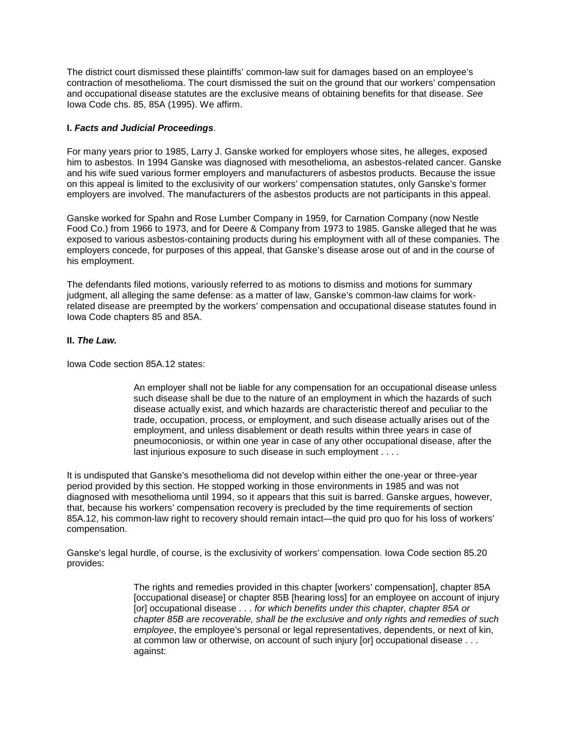The district court dismissed these plaintiffs' common-law suit for damages based on an employee's contraction of mesothelioma. The court dismissed the suit on the ground that our workers' compensation and occupational disease statutes are the exclusive means of obtaining benefits for that disease. *See* Iowa Code chs. 85, 85A (1995). We affirm.

**I. *Facts and Judicial Proceedings*.**

For many years prior to 1985, Larry J. Ganske worked for employers whose sites, he alleges, exposed him to asbestos. In 1994 Ganske was diagnosed with mesothelioma, an asbestos-related cancer. Ganske and his wife sued various former employers and manufacturers of asbestos products. Because the issue on this appeal is limited to the exclusivity of our workers' compensation statutes, only Ganske's former employers are involved. The manufacturers of the asbestos products are not participants in this appeal.

Ganske worked for Spahn and Rose Lumber Company in 1959, for Carnation Company (now Nestle Food Co.) from 1966 to 1973, and for Deere & Company from 1973 to 1985. Ganske alleged that he was exposed to various asbestos-containing products during his employment with all of these companies. The employers concede, for purposes of this appeal, that Ganske's disease arose out of and in the course of his employment.

The defendants filed motions, variously referred to as motions to dismiss and motions for summary judgment, all alleging the same defense: as a matter of law, Ganske's common-law claims for work-related disease are preempted by the workers' compensation and occupational disease statutes found in Iowa Code chapters 85 and 85A.

**II. *The Law.***

Iowa Code section 85A.12 states:

> An employer shall not be liable for any compensation for an occupational disease unless such disease shall be due to the nature of an employment in which the hazards of such disease actually exist, and which hazards are characteristic thereof and peculiar to the trade, occupation, process, or employment, and such disease actually arises out of the employment, and unless disablement or death results within three years in case of pneumoconiosis, or within one year in case of any other occupational disease, after the last injurious exposure to such disease in such employment . . . .

It is undisputed that Ganske's mesothelioma did not develop within either the one-year or three-year period provided by this section. He stopped working in those environments in 1985 and was not diagnosed with mesothelioma until 1994, so it appears that this suit is barred. Ganske argues, however, that, because his workers' compensation recovery is precluded by the time requirements of section 85A.12, his common-law right to recovery should remain intact—the quid pro quo for his loss of workers' compensation.

Ganske's legal hurdle, of course, is the exclusivity of workers' compensation. Iowa Code section 85.20 provides:

> The rights and remedies provided in this chapter [workers' compensation], chapter 85A [occupational disease] or chapter 85B [hearing loss] for an employee on account of injury [or] occupational disease . . . *for which benefits under this chapter, chapter 85A or chapter 85B are recoverable, shall be the exclusive and only rights and remedies of such employee*, the employee's personal or legal representatives, dependents, or next of kin, at common law or otherwise, on account of such injury [or] occupational disease . . . against: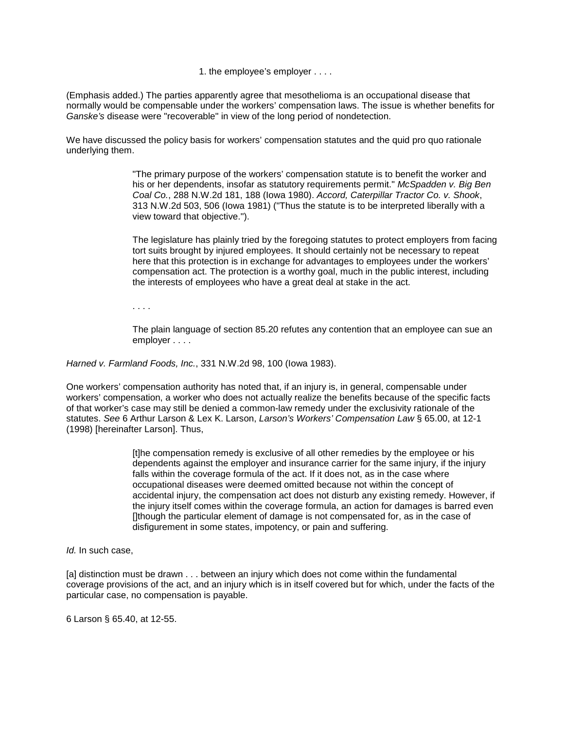1. the employee's employer . . . .

(Emphasis added.) The parties apparently agree that mesothelioma is an occupational disease that normally would be compensable under the workers' compensation laws. The issue is whether benefits for *Ganske's* disease were "recoverable" in view of the long period of nondetection.

We have discussed the policy basis for workers' compensation statutes and the quid pro quo rationale underlying them.

> "The primary purpose of the workers' compensation statute is to benefit the worker and his or her dependents, insofar as statutory requirements permit." *McSpadden v. Big Ben Coal Co.*, 288 N.W.2d 181, 188 (Iowa 1980). *Accord, Caterpillar Tractor Co. v. Shook*, 313 N.W.2d 503, 506 (Iowa 1981) ("Thus the statute is to be interpreted liberally with a view toward that objective.").
>
> The legislature has plainly tried by the foregoing statutes to protect employers from facing tort suits brought by injured employees. It should certainly not be necessary to repeat here that this protection is in exchange for advantages to employees under the workers' compensation act. The protection is a worthy goal, much in the public interest, including the interests of employees who have a great deal at stake in the act.
>
> . . . .
>
> The plain language of section 85.20 refutes any contention that an employee can sue an employer . . . .

*Harned v. Farmland Foods, Inc.*, 331 N.W.2d 98, 100 (Iowa 1983).

One workers' compensation authority has noted that, if an injury is, in general, compensable under workers' compensation, a worker who does not actually realize the benefits because of the specific facts of that worker's case may still be denied a common-law remedy under the exclusivity rationale of the statutes. *See* 6 Arthur Larson & Lex K. Larson, *Larson's Workers' Compensation Law* § 65.00, at 12-1 (1998) [hereinafter Larson]. Thus,

> [t]he compensation remedy is exclusive of all other remedies by the employee or his dependents against the employer and insurance carrier for the same injury, if the injury falls within the coverage formula of the act. If it does not, as in the case where occupational diseases were deemed omitted because not within the concept of accidental injury, the compensation act does not disturb any existing remedy. However, if the injury itself comes within the coverage formula, an action for damages is barred even []though the particular element of damage is not compensated for, as in the case of disfigurement in some states, impotency, or pain and suffering.

*Id.* In such case,

[a] distinction must be drawn . . . between an injury which does not come within the fundamental coverage provisions of the act, and an injury which is in itself covered but for which, under the facts of the particular case, no compensation is payable.

6 Larson § 65.40, at 12-55.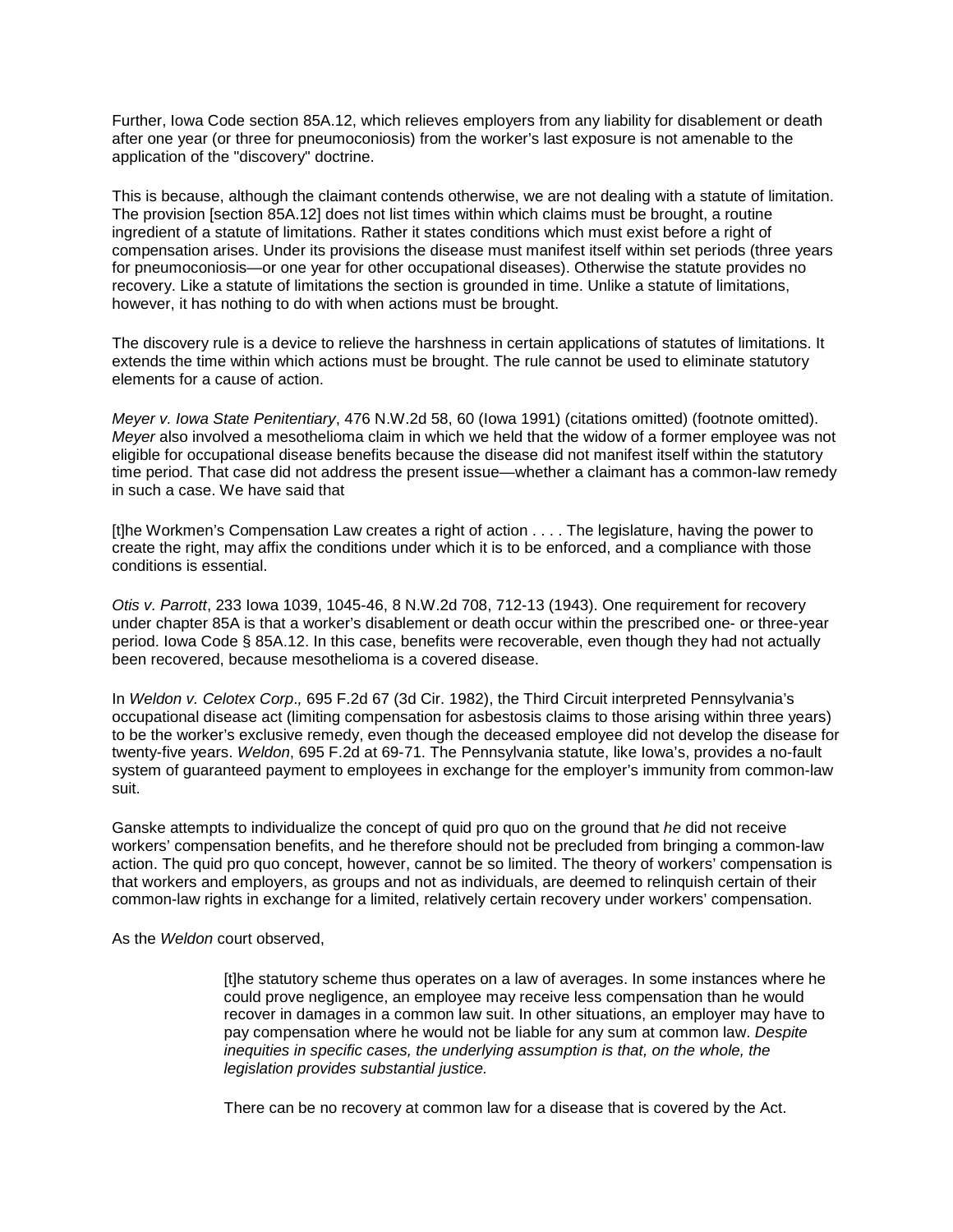Further, Iowa Code section 85A.12, which relieves employers from any liability for disablement or death after one year (or three for pneumoconiosis) from the worker's last exposure is not amenable to the application of the "discovery" doctrine.

This is because, although the claimant contends otherwise, we are not dealing with a statute of limitation. The provision [section 85A.12] does not list times within which claims must be brought, a routine ingredient of a statute of limitations. Rather it states conditions which must exist before a right of compensation arises. Under its provisions the disease must manifest itself within set periods (three years for pneumoconiosis—or one year for other occupational diseases). Otherwise the statute provides no recovery. Like a statute of limitations the section is grounded in time. Unlike a statute of limitations, however, it has nothing to do with when actions must be brought.

The discovery rule is a device to relieve the harshness in certain applications of statutes of limitations. It extends the time within which actions must be brought. The rule cannot be used to eliminate statutory elements for a cause of action.

*Meyer v. Iowa State Penitentiary*, 476 N.W.2d 58, 60 (Iowa 1991) (citations omitted) (footnote omitted). *Meyer* also involved a mesothelioma claim in which we held that the widow of a former employee was not eligible for occupational disease benefits because the disease did not manifest itself within the statutory time period. That case did not address the present issue—whether a claimant has a common-law remedy in such a case. We have said that

[t]he Workmen's Compensation Law creates a right of action . . . . The legislature, having the power to create the right, may affix the conditions under which it is to be enforced, and a compliance with those conditions is essential.

*Otis v. Parrott*, 233 Iowa 1039, 1045-46, 8 N.W.2d 708, 712-13 (1943). One requirement for recovery under chapter 85A is that a worker's disablement or death occur within the prescribed one- or three-year period. Iowa Code § 85A.12. In this case, benefits were recoverable, even though they had not actually been recovered, because mesothelioma is a covered disease.

In *Weldon v. Celotex Corp.,* 695 F.2d 67 (3d Cir. 1982), the Third Circuit interpreted Pennsylvania's occupational disease act (limiting compensation for asbestosis claims to those arising within three years) to be the worker's exclusive remedy, even though the deceased employee did not develop the disease for twenty-five years. *Weldon*, 695 F.2d at 69-71. The Pennsylvania statute, like Iowa's, provides a no-fault system of guaranteed payment to employees in exchange for the employer's immunity from common-law suit.

Ganske attempts to individualize the concept of quid pro quo on the ground that *he* did not receive workers' compensation benefits, and he therefore should not be precluded from bringing a common-law action. The quid pro quo concept, however, cannot be so limited. The theory of workers' compensation is that workers and employers, as groups and not as individuals, are deemed to relinquish certain of their common-law rights in exchange for a limited, relatively certain recovery under workers' compensation.

As the *Weldon* court observed,

> [t]he statutory scheme thus operates on a law of averages. In some instances where he could prove negligence, an employee may receive less compensation than he would recover in damages in a common law suit. In other situations, an employer may have to pay compensation where he would not be liable for any sum at common law. *Despite inequities in specific cases, the underlying assumption is that, on the whole, the legislation provides substantial justice.*
>
> There can be no recovery at common law for a disease that is covered by the Act.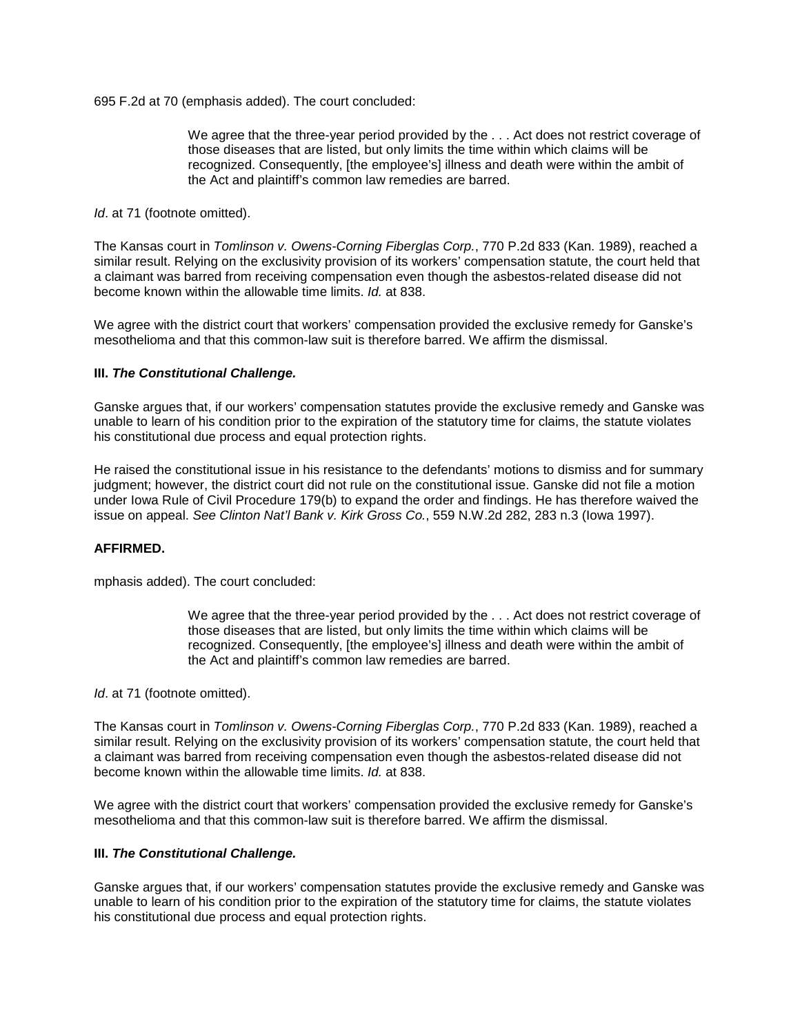695 F.2d at 70 (emphasis added). The court concluded:

> We agree that the three-year period provided by the . . . Act does not restrict coverage of those diseases that are listed, but only limits the time within which claims will be recognized. Consequently, [the employee's] illness and death were within the ambit of the Act and plaintiff's common law remedies are barred.

*Id*. at 71 (footnote omitted).

The Kansas court in *Tomlinson v. Owens-Corning Fiberglas Corp.*, 770 P.2d 833 (Kan. 1989), reached a similar result. Relying on the exclusivity provision of its workers' compensation statute, the court held that a claimant was barred from receiving compensation even though the asbestos-related disease did not become known within the allowable time limits. *Id.* at 838.

We agree with the district court that workers' compensation provided the exclusive remedy for Ganske's mesothelioma and that this common-law suit is therefore barred. We affirm the dismissal.

**III. *The Constitutional Challenge.***

Ganske argues that, if our workers' compensation statutes provide the exclusive remedy and Ganske was unable to learn of his condition prior to the expiration of the statutory time for claims, the statute violates his constitutional due process and equal protection rights.

He raised the constitutional issue in his resistance to the defendants' motions to dismiss and for summary judgment; however, the district court did not rule on the constitutional issue. Ganske did not file a motion under Iowa Rule of Civil Procedure 179(b) to expand the order and findings. He has therefore waived the issue on appeal. *See Clinton Nat'l Bank v. Kirk Gross Co.*, 559 N.W.2d 282, 283 n.3 (Iowa 1997).

**AFFIRMED.**

mphasis added). The court concluded:

> We agree that the three-year period provided by the . . . Act does not restrict coverage of those diseases that are listed, but only limits the time within which claims will be recognized. Consequently, [the employee's] illness and death were within the ambit of the Act and plaintiff's common law remedies are barred.

*Id*. at 71 (footnote omitted).

The Kansas court in *Tomlinson v. Owens-Corning Fiberglas Corp.*, 770 P.2d 833 (Kan. 1989), reached a similar result. Relying on the exclusivity provision of its workers' compensation statute, the court held that a claimant was barred from receiving compensation even though the asbestos-related disease did not become known within the allowable time limits. *Id.* at 838.

We agree with the district court that workers' compensation provided the exclusive remedy for Ganske's mesothelioma and that this common-law suit is therefore barred. We affirm the dismissal.

**III. *The Constitutional Challenge.***

Ganske argues that, if our workers' compensation statutes provide the exclusive remedy and Ganske was unable to learn of his condition prior to the expiration of the statutory time for claims, the statute violates his constitutional due process and equal protection rights.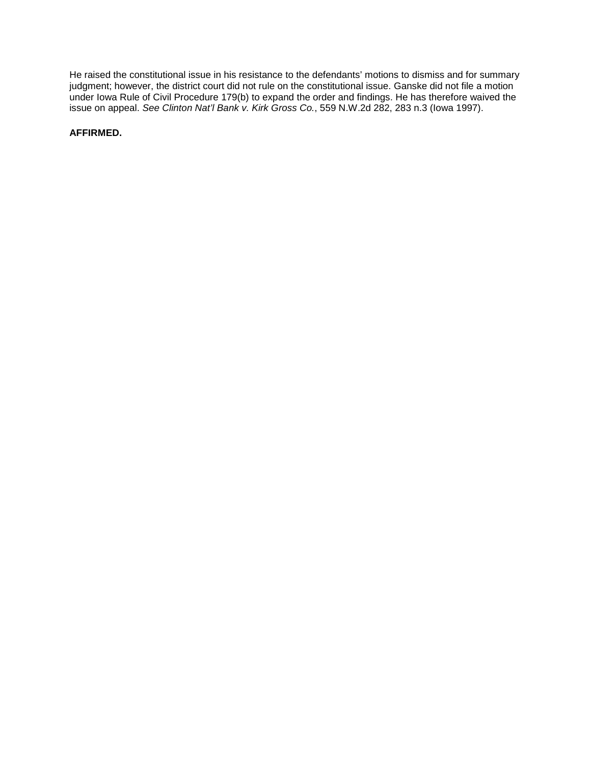He raised the constitutional issue in his resistance to the defendants' motions to dismiss and for summary judgment; however, the district court did not rule on the constitutional issue. Ganske did not file a motion under Iowa Rule of Civil Procedure 179(b) to expand the order and findings. He has therefore waived the issue on appeal. *See Clinton Nat'l Bank v. Kirk Gross Co.*, 559 N.W.2d 282, 283 n.3 (Iowa 1997).

**AFFIRMED.**